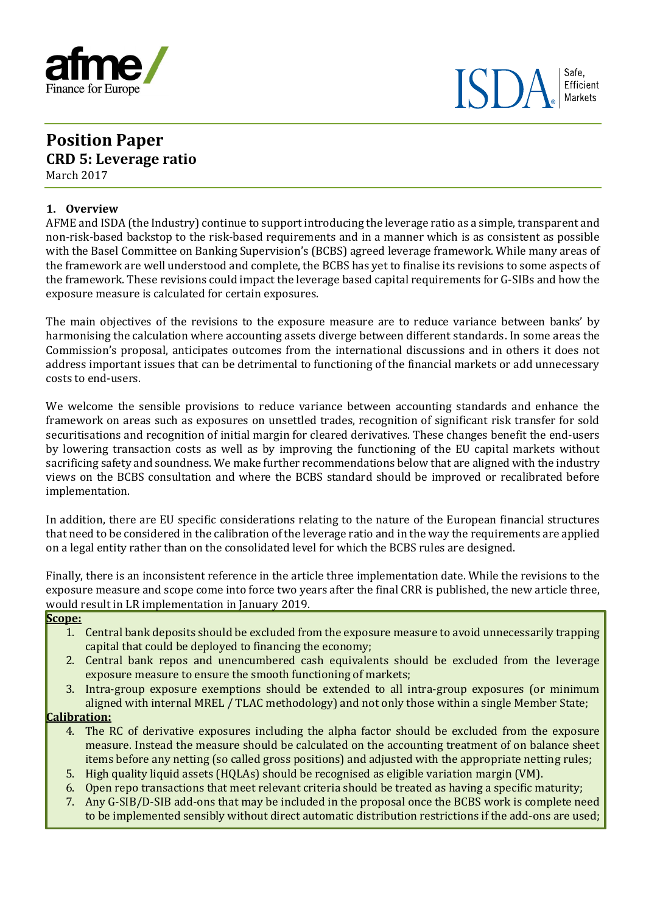# Position Paper

## CRD 5: Leverage ratio

March 2017

### 1. Overview

AFME and ISDA (the Industry) continue to support introducing the leverage ratio as a simple, transparent and non-risk-based backstop to the risk-based requirements and in a manner which is as consistent as possible with the Basel Committee on Banking Supervision's (BCBS) agreed leverage framework. While many areas of the framework are well understood and complete, the BCBS has yet to finalise its revisions to some aspects of the framework. These revisions could impact the leverage based capital requirements for G-SIBs and how the exposure measure is calculated for certain exposures.

The main objectives of the revisions to the exposure measure are to reduce variance between banks' by harmonising the calculation where accounting assets diverge between different standards. In some areas the Commission's proposal, anticipates outcomes from the international discussions and in others it does not address important issues that can be detrimental to functioning of the financial markets or add unnecessary costs to end-users.

We welcome the sensible provisions to reduce variance between accounting standards and enhance the framework on areas such as exposures on unsettled trades, recognition of significant risk transfer for sold securitisations and recognition of initial margin for cleared derivatives. These changes benefit the end-users by lowering transaction costs as well as by improving the functioning of the EU capital markets without sacrificing safety and soundness. We make further recommendations below that are aligned with the industry views on the BCBS consultation and where the BCBS standard should be improved or recalibrated before implementation.

In addition, there are EU specific considerations relating to the nature of the European financial structures that need to be considered in the calibration of the leverage ratio and in the way the requirements are applied on a legal entity rather than on the consolidated level for which the BCBS rules are designed.

Finally, there is an inconsistent reference in the article three implementation date. While the revisions to the exposure measure and scope come into force two years after the final CRR is published, the new article three, would result in LR implementation in January 2019.

**Scope:**

1. Central bank deposits should be excluded from the exposure measure to avoid unnecessarily trapping capital that could be deployed to financing the economy;
2. Central bank repos and unencumbered cash equivalents should be excluded from the leverage exposure measure to ensure the smooth functioning of markets;
3. Intra-group exposure exemptions should be extended to all intra-group exposures (or minimum aligned with internal MREL / TLAC methodology) and not only those within a single Member State;

**Calibration:**

4. The RC of derivative exposures including the alpha factor should be excluded from the exposure measure. Instead the measure should be calculated on the accounting treatment of on balance sheet items before any netting (so called gross positions) and adjusted with the appropriate netting rules;
5. High quality liquid assets (HQLAs) should be recognised as eligible variation margin (VM).
6. Open repo transactions that meet relevant criteria should be treated as having a specific maturity;
7. Any G-SIB/D-SIB add-ons that may be included in the proposal once the BCBS work is complete need to be implemented sensibly without direct automatic distribution restrictions if the add-ons are used;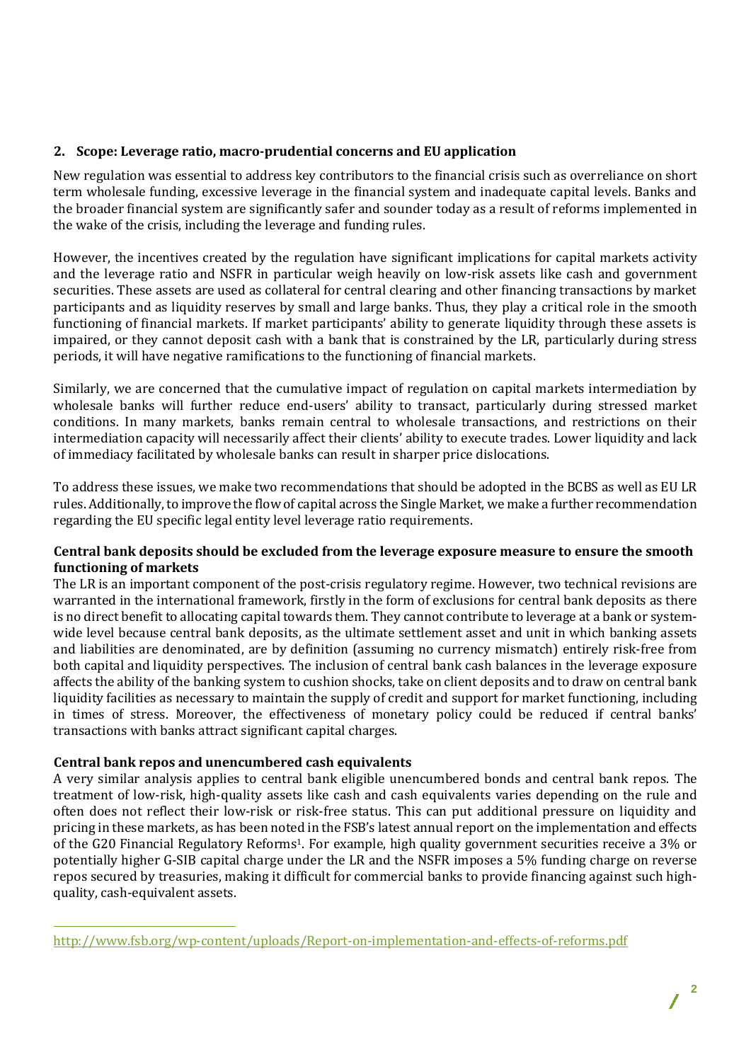## 2. Scope: Leverage ratio, macro-prudential concerns and EU application

New regulation was essential to address key contributors to the financial crisis such as overreliance on short term wholesale funding, excessive leverage in the financial system and inadequate capital levels. Banks and the broader financial system are significantly safer and sounder today as a result of reforms implemented in the wake of the crisis, including the leverage and funding rules.

However, the incentives created by the regulation have significant implications for capital markets activity and the leverage ratio and NSFR in particular weigh heavily on low-risk assets like cash and government securities. These assets are used as collateral for central clearing and other financing transactions by market participants and as liquidity reserves by small and large banks. Thus, they play a critical role in the smooth functioning of financial markets. If market participants' ability to generate liquidity through these assets is impaired, or they cannot deposit cash with a bank that is constrained by the LR, particularly during stress periods, it will have negative ramifications to the functioning of financial markets.

Similarly, we are concerned that the cumulative impact of regulation on capital markets intermediation by wholesale banks will further reduce end-users' ability to transact, particularly during stressed market conditions. In many markets, banks remain central to wholesale transactions, and restrictions on their intermediation capacity will necessarily affect their clients' ability to execute trades. Lower liquidity and lack of immediacy facilitated by wholesale banks can result in sharper price dislocations.

To address these issues, we make two recommendations that should be adopted in the BCBS as well as EU LR rules. Additionally, to improve the flow of capital across the Single Market, we make a further recommendation regarding the EU specific legal entity level leverage ratio requirements.

### Central bank deposits should be excluded from the leverage exposure measure to ensure the smooth functioning of markets

The LR is an important component of the post-crisis regulatory regime. However, two technical revisions are warranted in the international framework, firstly in the form of exclusions for central bank deposits as there is no direct benefit to allocating capital towards them. They cannot contribute to leverage at a bank or system-wide level because central bank deposits, as the ultimate settlement asset and unit in which banking assets and liabilities are denominated, are by definition (assuming no currency mismatch) entirely risk-free from both capital and liquidity perspectives. The inclusion of central bank cash balances in the leverage exposure affects the ability of the banking system to cushion shocks, take on client deposits and to draw on central bank liquidity facilities as necessary to maintain the supply of credit and support for market functioning, including in times of stress. Moreover, the effectiveness of monetary policy could be reduced if central banks' transactions with banks attract significant capital charges.

### Central bank repos and unencumbered cash equivalents

A very similar analysis applies to central bank eligible unencumbered bonds and central bank repos. The treatment of low-risk, high-quality assets like cash and cash equivalents varies depending on the rule and often does not reflect their low-risk or risk-free status. This can put additional pressure on liquidity and pricing in these markets, as has been noted in the FSB's latest annual report on the implementation and effects of the G20 Financial Regulatory Reforms[1]. For example, high quality government securities receive a 3% or potentially higher G-SIB capital charge under the LR and the NSFR imposes a 5% funding charge on reverse repos secured by treasuries, making it difficult for commercial banks to provide financing against such high-quality, cash-equivalent assets.

---

[1] http://www.fsb.org/wp-content/uploads/Report-on-implementation-and-effects-of-reforms.pdf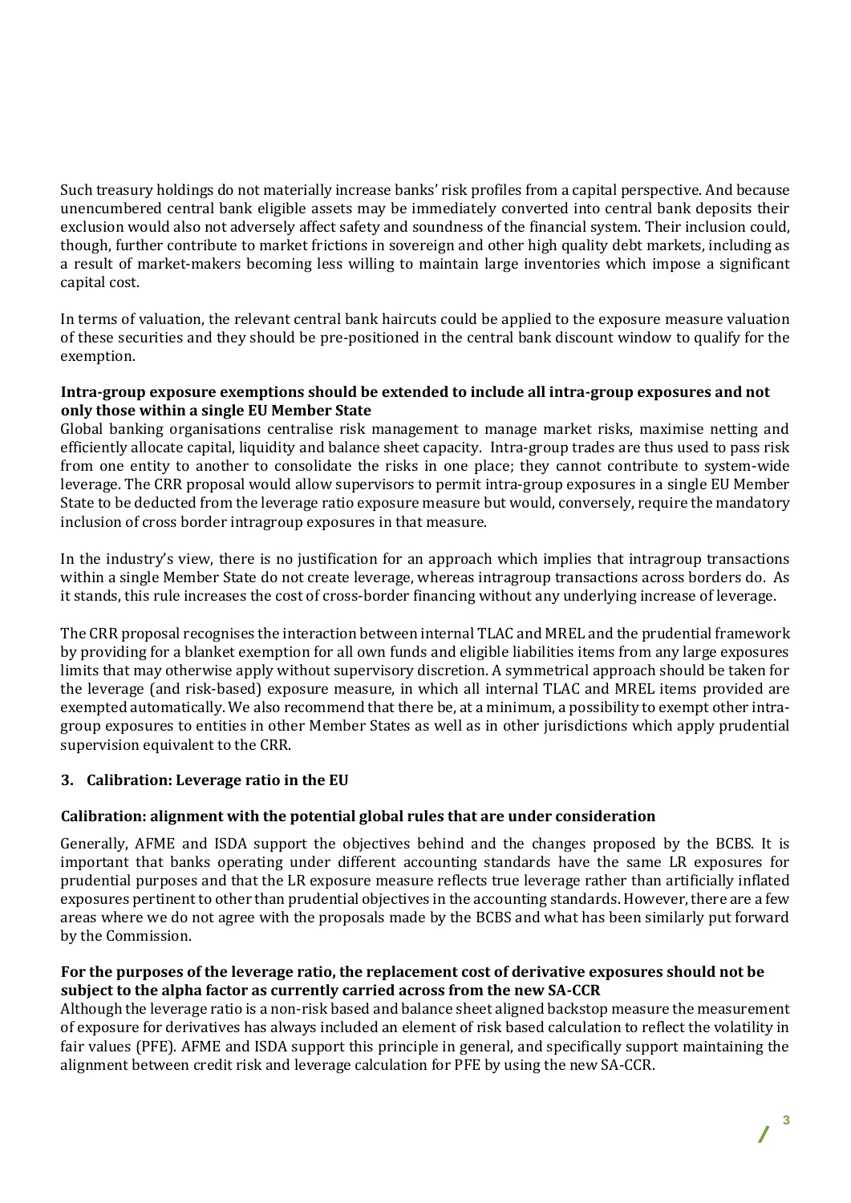Such treasury holdings do not materially increase banks' risk profiles from a capital perspective. And because unencumbered central bank eligible assets may be immediately converted into central bank deposits their exclusion would also not adversely affect safety and soundness of the financial system. Their inclusion could, though, further contribute to market frictions in sovereign and other high quality debt markets, including as a result of market-makers becoming less willing to maintain large inventories which impose a significant capital cost.

In terms of valuation, the relevant central bank haircuts could be applied to the exposure measure valuation of these securities and they should be pre-positioned in the central bank discount window to qualify for the exemption.

**Intra-group exposure exemptions should be extended to include all intra-group exposures and not only those within a single EU Member State**

Global banking organisations centralise risk management to manage market risks, maximise netting and efficiently allocate capital, liquidity and balance sheet capacity. Intra-group trades are thus used to pass risk from one entity to another to consolidate the risks in one place; they cannot contribute to system-wide leverage. The CRR proposal would allow supervisors to permit intra-group exposures in a single EU Member State to be deducted from the leverage ratio exposure measure but would, conversely, require the mandatory inclusion of cross border intragroup exposures in that measure.

In the industry's view, there is no justification for an approach which implies that intragroup transactions within a single Member State do not create leverage, whereas intragroup transactions across borders do. As it stands, this rule increases the cost of cross-border financing without any underlying increase of leverage.

The CRR proposal recognises the interaction between internal TLAC and MREL and the prudential framework by providing for a blanket exemption for all own funds and eligible liabilities items from any large exposures limits that may otherwise apply without supervisory discretion. A symmetrical approach should be taken for the leverage (and risk-based) exposure measure, in which all internal TLAC and MREL items provided are exempted automatically. We also recommend that there be, at a minimum, a possibility to exempt other intra-group exposures to entities in other Member States as well as in other jurisdictions which apply prudential supervision equivalent to the CRR.

## 3. Calibration: Leverage ratio in the EU

### Calibration: alignment with the potential global rules that are under consideration

Generally, AFME and ISDA support the objectives behind and the changes proposed by the BCBS. It is important that banks operating under different accounting standards have the same LR exposures for prudential purposes and that the LR exposure measure reflects true leverage rather than artificially inflated exposures pertinent to other than prudential objectives in the accounting standards. However, there are a few areas where we do not agree with the proposals made by the BCBS and what has been similarly put forward by the Commission.

**For the purposes of the leverage ratio, the replacement cost of derivative exposures should not be subject to the alpha factor as currently carried across from the new SA-CCR**

Although the leverage ratio is a non-risk based and balance sheet aligned backstop measure the measurement of exposure for derivatives has always included an element of risk based calculation to reflect the volatility in fair values (PFE). AFME and ISDA support this principle in general, and specifically support maintaining the alignment between credit risk and leverage calculation for PFE by using the new SA-CCR.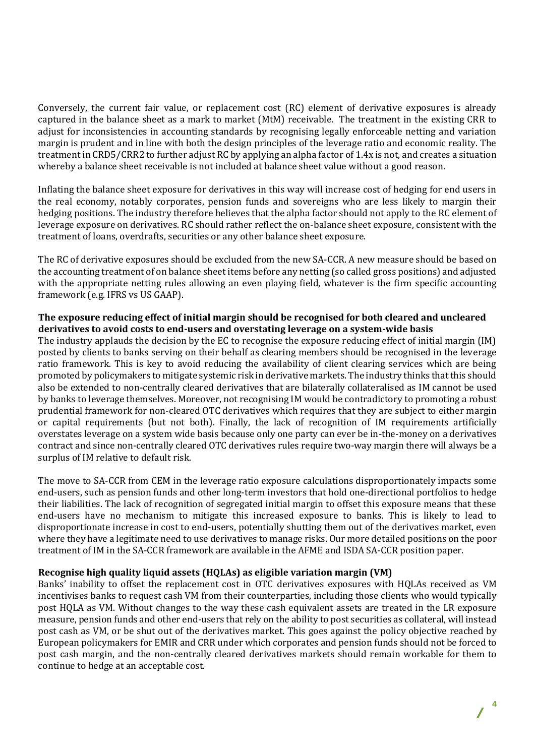Conversely, the current fair value, or replacement cost (RC) element of derivative exposures is already captured in the balance sheet as a mark to market (MtM) receivable. The treatment in the existing CRR to adjust for inconsistencies in accounting standards by recognising legally enforceable netting and variation margin is prudent and in line with both the design principles of the leverage ratio and economic reality. The treatment in CRD5/CRR2 to further adjust RC by applying an alpha factor of 1.4x is not, and creates a situation whereby a balance sheet receivable is not included at balance sheet value without a good reason.

Inflating the balance sheet exposure for derivatives in this way will increase cost of hedging for end users in the real economy, notably corporates, pension funds and sovereigns who are less likely to margin their hedging positions. The industry therefore believes that the alpha factor should not apply to the RC element of leverage exposure on derivatives. RC should rather reflect the on-balance sheet exposure, consistent with the treatment of loans, overdrafts, securities or any other balance sheet exposure.

The RC of derivative exposures should be excluded from the new SA-CCR. A new measure should be based on the accounting treatment of on balance sheet items before any netting (so called gross positions) and adjusted with the appropriate netting rules allowing an even playing field, whatever is the firm specific accounting framework (e.g. IFRS vs US GAAP).

**The exposure reducing effect of initial margin should be recognised for both cleared and uncleared derivatives to avoid costs to end-users and overstating leverage on a system-wide basis**

The industry applauds the decision by the EC to recognise the exposure reducing effect of initial margin (IM) posted by clients to banks serving on their behalf as clearing members should be recognised in the leverage ratio framework. This is key to avoid reducing the availability of client clearing services which are being promoted by policymakers to mitigate systemic risk in derivative markets. The industry thinks that this should also be extended to non-centrally cleared derivatives that are bilaterally collateralised as IM cannot be used by banks to leverage themselves. Moreover, not recognising IM would be contradictory to promoting a robust prudential framework for non-cleared OTC derivatives which requires that they are subject to either margin or capital requirements (but not both). Finally, the lack of recognition of IM requirements artificially overstates leverage on a system wide basis because only one party can ever be in-the-money on a derivatives contract and since non-centrally cleared OTC derivatives rules require two-way margin there will always be a surplus of IM relative to default risk.

The move to SA-CCR from CEM in the leverage ratio exposure calculations disproportionately impacts some end-users, such as pension funds and other long-term investors that hold one-directional portfolios to hedge their liabilities. The lack of recognition of segregated initial margin to offset this exposure means that these end-users have no mechanism to mitigate this increased exposure to banks. This is likely to lead to disproportionate increase in cost to end-users, potentially shutting them out of the derivatives market, even where they have a legitimate need to use derivatives to manage risks. Our more detailed positions on the poor treatment of IM in the SA-CCR framework are available in the AFME and ISDA SA-CCR position paper.

**Recognise high quality liquid assets (HQLAs) as eligible variation margin (VM)**

Banks' inability to offset the replacement cost in OTC derivatives exposures with HQLAs received as VM incentivises banks to request cash VM from their counterparties, including those clients who would typically post HQLA as VM. Without changes to the way these cash equivalent assets are treated in the LR exposure measure, pension funds and other end-users that rely on the ability to post securities as collateral, will instead post cash as VM, or be shut out of the derivatives market. This goes against the policy objective reached by European policymakers for EMIR and CRR under which corporates and pension funds should not be forced to post cash margin, and the non-centrally cleared derivatives markets should remain workable for them to continue to hedge at an acceptable cost.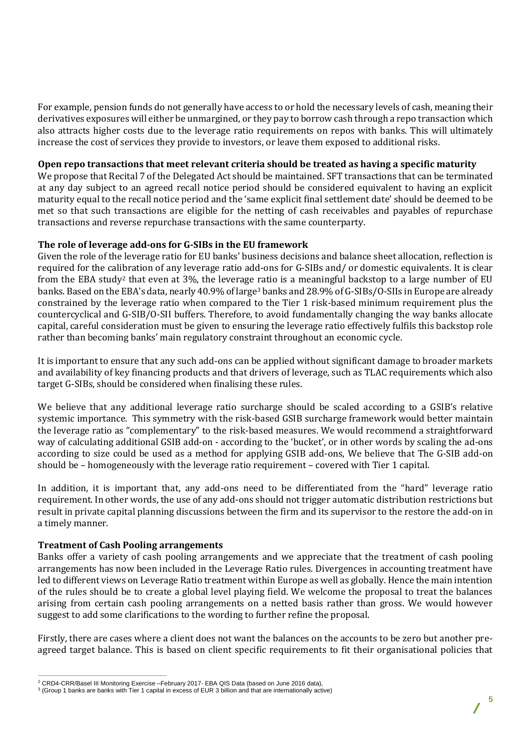For example, pension funds do not generally have access to or hold the necessary levels of cash, meaning their derivatives exposures will either be unmargined, or they pay to borrow cash through a repo transaction which also attracts higher costs due to the leverage ratio requirements on repos with banks. This will ultimately increase the cost of services they provide to investors, or leave them exposed to additional risks.

**Open repo transactions that meet relevant criteria should be treated as having a specific maturity**

We propose that Recital 7 of the Delegated Act should be maintained. SFT transactions that can be terminated at any day subject to an agreed recall notice period should be considered equivalent to having an explicit maturity equal to the recall notice period and the 'same explicit final settlement date' should be deemed to be met so that such transactions are eligible for the netting of cash receivables and payables of repurchase transactions and reverse repurchase transactions with the same counterparty.

**The role of leverage add-ons for G-SIBs in the EU framework**

Given the role of the leverage ratio for EU banks' business decisions and balance sheet allocation, reflection is required for the calibration of any leverage ratio add-ons for G-SIBs and/ or domestic equivalents. It is clear from the EBA study[2] that even at 3%, the leverage ratio is a meaningful backstop to a large number of EU banks. Based on the EBA's data, nearly 40.9% of large[3] banks and 28.9% of G-SIBs/O-SIIs in Europe are already constrained by the leverage ratio when compared to the Tier 1 risk-based minimum requirement plus the countercyclical and G-SIB/O-SII buffers. Therefore, to avoid fundamentally changing the way banks allocate capital, careful consideration must be given to ensuring the leverage ratio effectively fulfils this backstop role rather than becoming banks' main regulatory constraint throughout an economic cycle.

It is important to ensure that any such add-ons can be applied without significant damage to broader markets and availability of key financing products and that drivers of leverage, such as TLAC requirements which also target G-SIBs, should be considered when finalising these rules.

We believe that any additional leverage ratio surcharge should be scaled according to a GSIB's relative systemic importance. This symmetry with the risk-based GSIB surcharge framework would better maintain the leverage ratio as "complementary" to the risk-based measures. We would recommend a straightforward way of calculating additional GSIB add-on - according to the 'bucket', or in other words by scaling the ad-ons according to size could be used as a method for applying GSIB add-ons, We believe that The G-SIB add-on should be – homogeneously with the leverage ratio requirement – covered with Tier 1 capital.

In addition, it is important that, any add-ons need to be differentiated from the "hard" leverage ratio requirement. In other words, the use of any add-ons should not trigger automatic distribution restrictions but result in private capital planning discussions between the firm and its supervisor to the restore the add-on in a timely manner.

**Treatment of Cash Pooling arrangements**

Banks offer a variety of cash pooling arrangements and we appreciate that the treatment of cash pooling arrangements has now been included in the Leverage Ratio rules. Divergences in accounting treatment have led to different views on Leverage Ratio treatment within Europe as well as globally. Hence the main intention of the rules should be to create a global level playing field. We welcome the proposal to treat the balances arising from certain cash pooling arrangements on a netted basis rather than gross. We would however suggest to add some clarifications to the wording to further refine the proposal.

Firstly, there are cases where a client does not want the balances on the accounts to be zero but another pre-agreed target balance. This is based on client specific requirements to fit their organisational policies that

---

[2] CRD4-CRR/Basel III Monitoring Exercise –February 2017- EBA QIS Data (based on June 2016 data),

[3] (Group 1 banks are banks with Tier 1 capital in excess of EUR 3 billion and that are internationally active)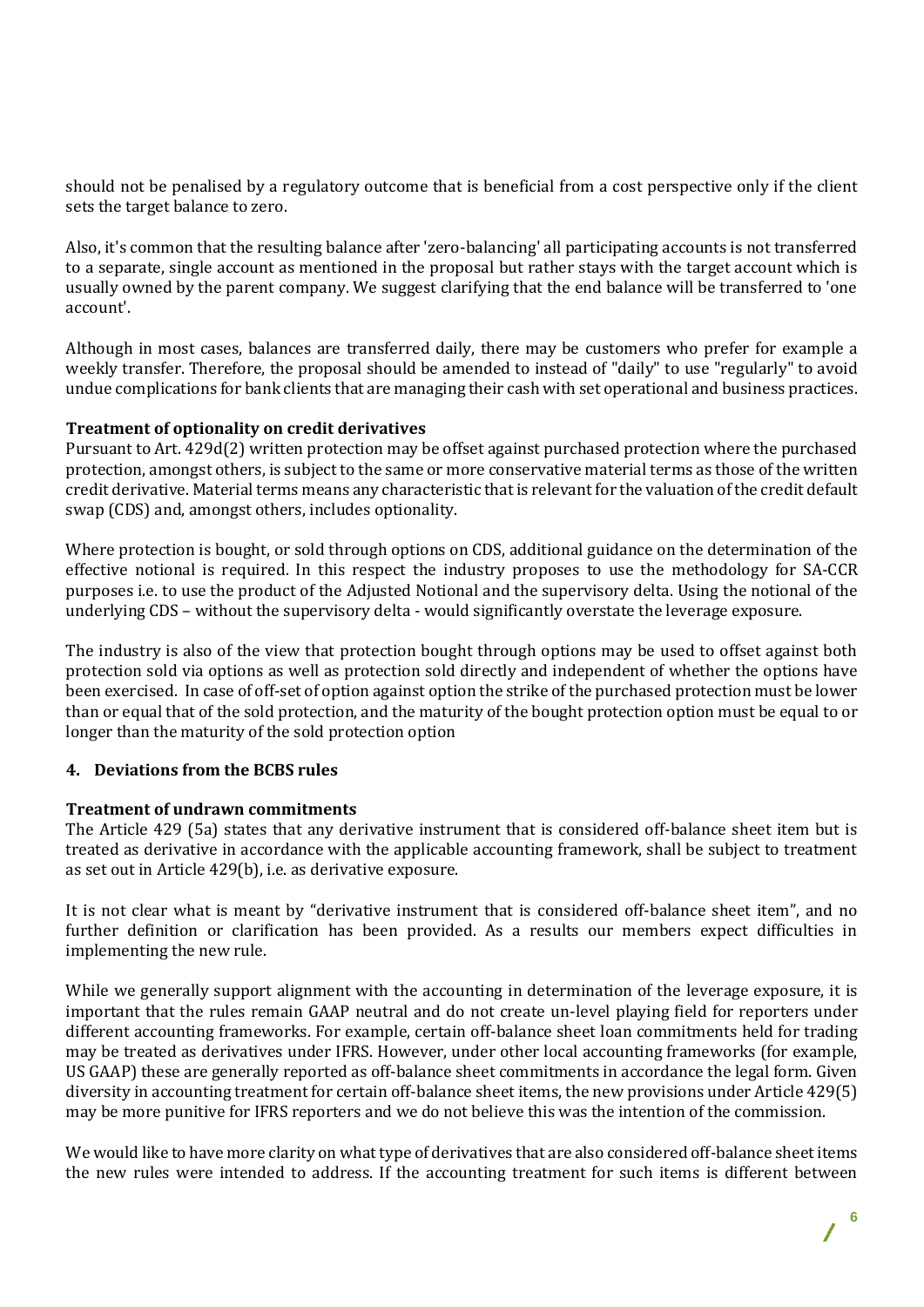should not be penalised by a regulatory outcome that is beneficial from a cost perspective only if the client sets the target balance to zero.

Also, it's common that the resulting balance after 'zero-balancing' all participating accounts is not transferred to a separate, single account as mentioned in the proposal but rather stays with the target account which is usually owned by the parent company. We suggest clarifying that the end balance will be transferred to 'one account'.

Although in most cases, balances are transferred daily, there may be customers who prefer for example a weekly transfer. Therefore, the proposal should be amended to instead of "daily" to use "regularly" to avoid undue complications for bank clients that are managing their cash with set operational and business practices.

**Treatment of optionality on credit derivatives**

Pursuant to Art. 429d(2) written protection may be offset against purchased protection where the purchased protection, amongst others, is subject to the same or more conservative material terms as those of the written credit derivative. Material terms means any characteristic that is relevant for the valuation of the credit default swap (CDS) and, amongst others, includes optionality.

Where protection is bought, or sold through options on CDS, additional guidance on the determination of the effective notional is required. In this respect the industry proposes to use the methodology for SA-CCR purposes i.e. to use the product of the Adjusted Notional and the supervisory delta. Using the notional of the underlying CDS – without the supervisory delta - would significantly overstate the leverage exposure.

The industry is also of the view that protection bought through options may be used to offset against both protection sold via options as well as protection sold directly and independent of whether the options have been exercised. In case of off-set of option against option the strike of the purchased protection must be lower than or equal that of the sold protection, and the maturity of the bought protection option must be equal to or longer than the maturity of the sold protection option

## 4. Deviations from the BCBS rules

**Treatment of undrawn commitments**

The Article 429 (5a) states that any derivative instrument that is considered off-balance sheet item but is treated as derivative in accordance with the applicable accounting framework, shall be subject to treatment as set out in Article 429(b), i.e. as derivative exposure.

It is not clear what is meant by "derivative instrument that is considered off-balance sheet item", and no further definition or clarification has been provided. As a results our members expect difficulties in implementing the new rule.

While we generally support alignment with the accounting in determination of the leverage exposure, it is important that the rules remain GAAP neutral and do not create un-level playing field for reporters under different accounting frameworks. For example, certain off-balance sheet loan commitments held for trading may be treated as derivatives under IFRS. However, under other local accounting frameworks (for example, US GAAP) these are generally reported as off-balance sheet commitments in accordance the legal form. Given diversity in accounting treatment for certain off-balance sheet items, the new provisions under Article 429(5) may be more punitive for IFRS reporters and we do not believe this was the intention of the commission.

We would like to have more clarity on what type of derivatives that are also considered off-balance sheet items the new rules were intended to address. If the accounting treatment for such items is different between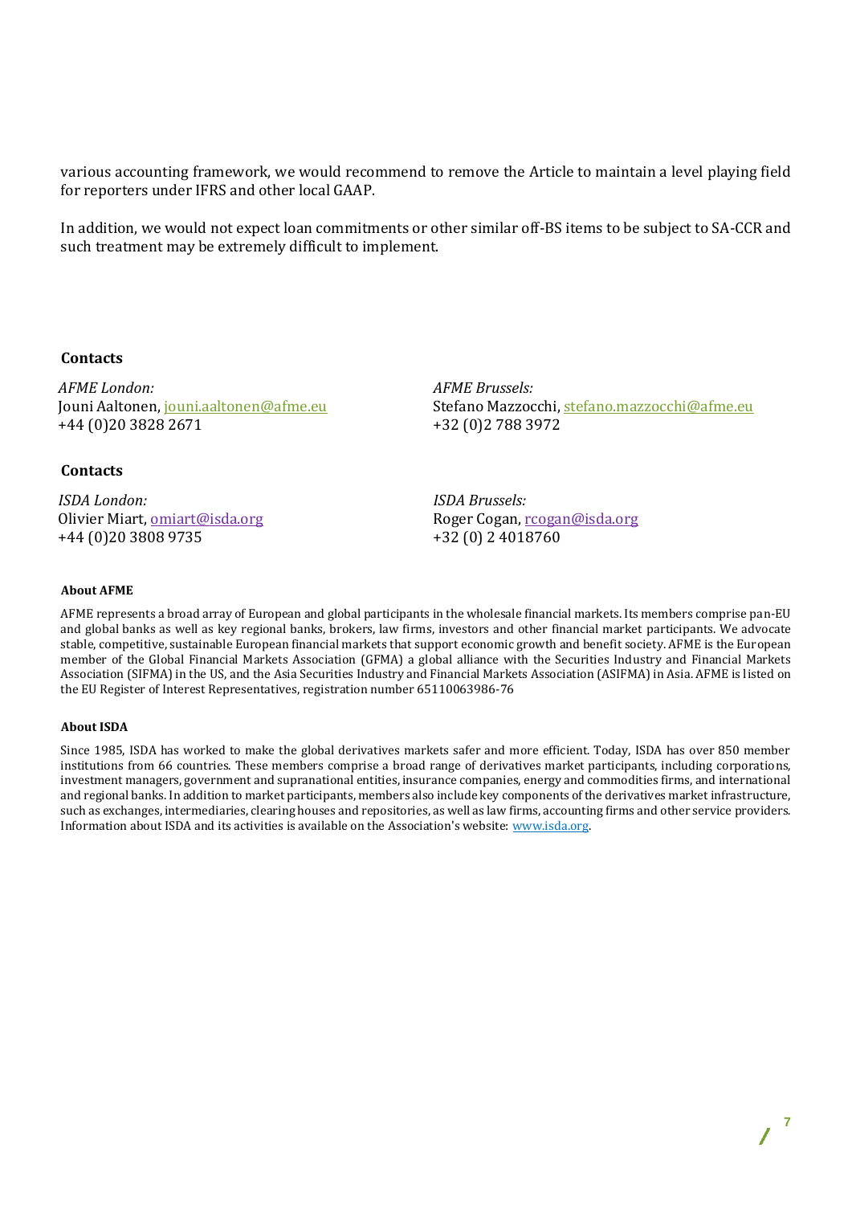various accounting framework, we would recommend to remove the Article to maintain a level playing field for reporters under IFRS and other local GAAP.

In addition, we would not expect loan commitments or other similar off-BS items to be subject to SA-CCR and such treatment may be extremely difficult to implement.

**Contacts**

*AFME London:*
Jouni Aaltonen, jouni.aaltonen@afme.eu
+44 (0)20 3828 2671

*AFME Brussels:*
Stefano Mazzocchi, stefano.mazzocchi@afme.eu
+32 (0)2 788 3972

**Contacts**

*ISDA London:*
Olivier Miart, omiart@isda.org
+44 (0)20 3808 9735

*ISDA Brussels:*
Roger Cogan, rcogan@isda.org
+32 (0) 2 4018760

**About AFME**

AFME represents a broad array of European and global participants in the wholesale financial markets. Its members comprise pan-EU and global banks as well as key regional banks, brokers, law firms, investors and other financial market participants. We advocate stable, competitive, sustainable European financial markets that support economic growth and benefit society. AFME is the European member of the Global Financial Markets Association (GFMA) a global alliance with the Securities Industry and Financial Markets Association (SIFMA) in the US, and the Asia Securities Industry and Financial Markets Association (ASIFMA) in Asia. AFME is listed on the EU Register of Interest Representatives, registration number 65110063986-76

**About ISDA**

Since 1985, ISDA has worked to make the global derivatives markets safer and more efficient. Today, ISDA has over 850 member institutions from 66 countries. These members comprise a broad range of derivatives market participants, including corporations, investment managers, government and supranational entities, insurance companies, energy and commodities firms, and international and regional banks. In addition to market participants, members also include key components of the derivatives market infrastructure, such as exchanges, intermediaries, clearing houses and repositories, as well as law firms, accounting firms and other service providers. Information about ISDA and its activities is available on the Association's website: www.isda.org.